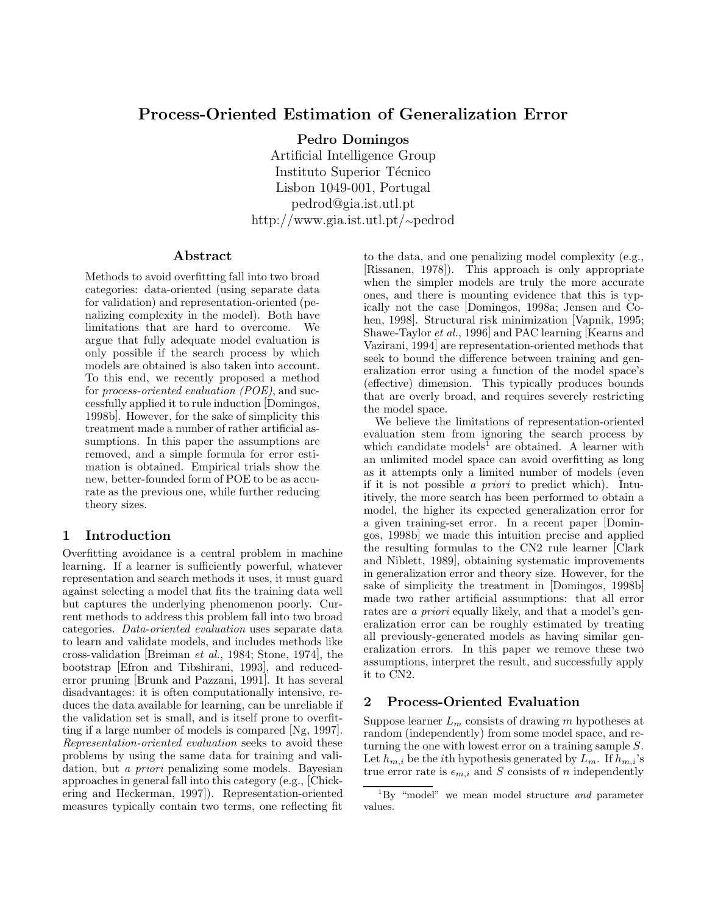# Process-Oriented Estimation of Generalization Error

**Pedro Domingos**
Artificial Intelligence Group
Instituto Superior Técnico
Lisbon 1049-001, Portugal
pedrod@gia.ist.utl.pt
http://www.gia.ist.utl.pt/∼pedrod

## Abstract

Methods to avoid overfitting fall into two broad categories: data-oriented (using separate data for validation) and representation-oriented (penalizing complexity in the model). Both have limitations that are hard to overcome. We argue that fully adequate model evaluation is only possible if the search process by which models are obtained is also taken into account. To this end, we recently proposed a method for *process-oriented evaluation (POE)*, and successfully applied it to rule induction [Domingos, 1998b]. However, for the sake of simplicity this treatment made a number of rather artificial assumptions. In this paper the assumptions are removed, and a simple formula for error estimation is obtained. Empirical trials show the new, better-founded form of POE to be as accurate as the previous one, while further reducing theory sizes.

## 1 Introduction

Overfitting avoidance is a central problem in machine learning. If a learner is sufficiently powerful, whatever representation and search methods it uses, it must guard against selecting a model that fits the training data well but captures the underlying phenomenon poorly. Current methods to address this problem fall into two broad categories. *Data-oriented evaluation* uses separate data to learn and validate models, and includes methods like cross-validation [Breiman *et al.*, 1984; Stone, 1974], the bootstrap [Efron and Tibshirani, 1993], and reduced-error pruning [Brunk and Pazzani, 1991]. It has several disadvantages: it is often computationally intensive, reduces the data available for learning, can be unreliable if the validation set is small, and is itself prone to overfitting if a large number of models is compared [Ng, 1997]. *Representation-oriented evaluation* seeks to avoid these problems by using the same data for training and validation, but *a priori* penalizing some models. Bayesian approaches in general fall into this category (e.g., [Chickering and Heckerman, 1997]). Representation-oriented measures typically contain two terms, one reflecting fit to the data, and one penalizing model complexity (e.g., [Rissanen, 1978]). This approach is only appropriate when the simpler models are truly the more accurate ones, and there is mounting evidence that this is typically not the case [Domingos, 1998a; Jensen and Cohen, 1998]. Structural risk minimization [Vapnik, 1995; Shawe-Taylor *et al.*, 1996] and PAC learning [Kearns and Vazirani, 1994] are representation-oriented methods that seek to bound the difference between training and generalization error using a function of the model space's (effective) dimension. This typically produces bounds that are overly broad, and requires severely restricting the model space.

We believe the limitations of representation-oriented evaluation stem from ignoring the search process by which candidate models[1] are obtained. A learner with an unlimited model space can avoid overfitting as long as it attempts only a limited number of models (even if it is not possible *a priori* to predict which). Intuitively, the more search has been performed to obtain a model, the higher its expected generalization error for a given training-set error. In a recent paper [Domingos, 1998b] we made this intuition precise and applied the resulting formulas to the CN2 rule learner [Clark and Niblett, 1989], obtaining systematic improvements in generalization error and theory size. However, for the sake of simplicity the treatment in [Domingos, 1998b] made two rather artificial assumptions: that all error rates are *a priori* equally likely, and that a model's generalization error can be roughly estimated by treating all previously-generated models as having similar generalization errors. In this paper we remove these two assumptions, interpret the result, and successfully apply it to CN2.

## 2 Process-Oriented Evaluation

Suppose learner $L_m$ consists of drawing $m$ hypotheses at random (independently) from some model space, and returning the one with lowest error on a training sample $S$. Let $h_{m,i}$ be the $i$th hypothesis generated by $L_m$. If $h_{m,i}$'s true error rate is $\epsilon_{m,i}$ and $S$ consists of $n$ independently

[1] By "model" we mean model structure *and* parameter values.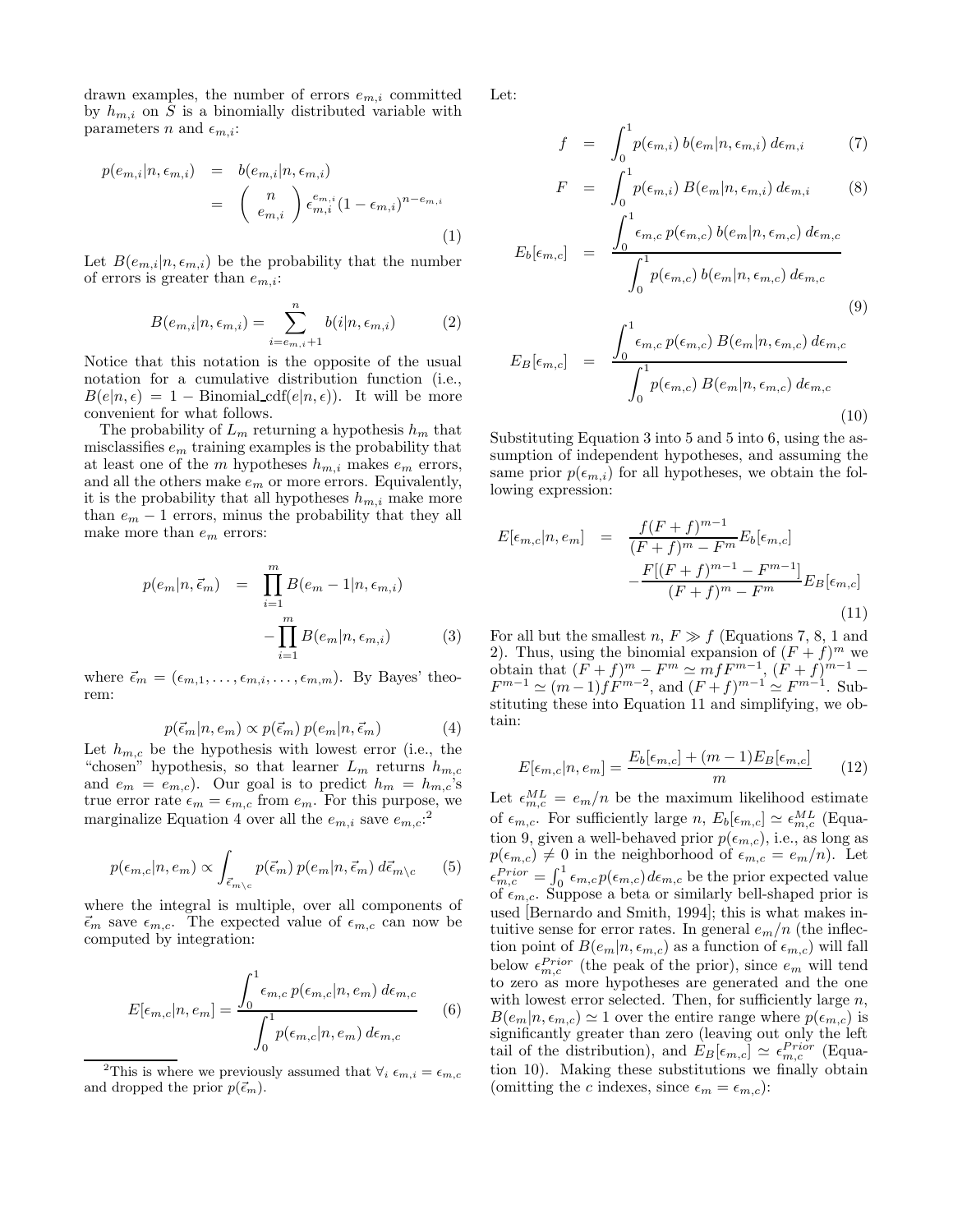drawn examples, the number of errors $e_{m,i}$ committed by $h_{m,i}$ on $S$ is a binomially distributed variable with parameters $n$ and $\epsilon_{m,i}$:

$$
\begin{aligned}
p(e_{m,i}|n, \epsilon_{m,i}) &= b(e_{m,i}|n, \epsilon_{m,i}) \\
&= \binom{n}{e_{m,i}} \epsilon_{m,i}^{e_{m,i}} (1 - \epsilon_{m,i})^{n - e_{m,i}}
\end{aligned}
\tag{1}
$$

Let $B(e_{m,i}|n, \epsilon_{m,i})$ be the probability that the number of errors is greater than $e_{m,i}$:

$$
B(e_{m,i}|n, \epsilon_{m,i}) = \sum_{i=e_{m,i}+1}^{n} b(i|n, \epsilon_{m,i}) \tag{2}
$$

Notice that this notation is the opposite of the usual notation for a cumulative distribution function (i.e., $B(e|n, \epsilon) = 1 - \text{Binomial\_cdf}(e|n, \epsilon)$). It will be more convenient for what follows.

The probability of $L_m$ returning a hypothesis $h_m$ that misclassifies $e_m$ training examples is the probability that at least one of the $m$ hypotheses $h_{m,i}$ makes $e_m$ errors, and all the others make $e_m$ or more errors. Equivalently, it is the probability that all hypotheses $h_{m,i}$ make more than $e_m - 1$ errors, minus the probability that they all make more than $e_m$ errors:

$$
\begin{aligned}
p(e_m|n, \vec{\epsilon}_m) &= \prod_{i=1}^{m} B(e_m - 1|n, \epsilon_{m,i}) \\
&\quad - \prod_{i=1}^{m} B(e_m|n, \epsilon_{m,i})
\end{aligned}
\tag{3}
$$

where $\vec{\epsilon}_m = (\epsilon_{m,1}, \ldots, \epsilon_{m,i}, \ldots, \epsilon_{m,m})$. By Bayes' theorem:

$$
p(\vec{\epsilon}_m|n, e_m) \propto p(\vec{\epsilon}_m)\, p(e_m|n, \vec{\epsilon}_m) \tag{4}
$$

Let $h_{m,c}$ be the hypothesis with lowest error (i.e., the "chosen" hypothesis, so that learner $L_m$ returns $h_{m,c}$ and $e_m = e_{m,c}$). Our goal is to predict $h_m = h_{m,c}$'s true error rate $\epsilon_m = \epsilon_{m,c}$ from $e_m$. For this purpose, we marginalize Equation 4 over all the $e_{m,i}$ save $e_{m,c}$:[2]

$$
p(\epsilon_{m,c}|n, e_m) \propto \int_{\vec{\epsilon}_{m \setminus c}} p(\vec{\epsilon}_m)\, p(e_m|n, \vec{\epsilon}_m)\, d\vec{\epsilon}_{m \setminus c} \tag{5}
$$

where the integral is multiple, over all components of $\vec{\epsilon}_m$ save $\epsilon_{m,c}$. The expected value of $\epsilon_{m,c}$ can now be computed by integration:

$$
E[\epsilon_{m,c}|n, e_m] = \frac{\int_0^1 \epsilon_{m,c}\, p(\epsilon_{m,c}|n, e_m)\, d\epsilon_{m,c}}{\int_0^1 p(\epsilon_{m,c}|n, e_m)\, d\epsilon_{m,c}} \tag{6}
$$

[2] This is where we previously assumed that $\forall_i\ \epsilon_{m,i} = \epsilon_{m,c}$ and dropped the prior $p(\vec{\epsilon}_m)$.

Let:

$$
f = \int_0^1 p(\epsilon_{m,i})\, b(e_m|n, \epsilon_{m,i})\, d\epsilon_{m,i} \tag{7}
$$

$$
F = \int_0^1 p(\epsilon_{m,i})\, B(e_m|n, \epsilon_{m,i})\, d\epsilon_{m,i} \tag{8}
$$

$$
E_b[\epsilon_{m,c}] = \frac{\int_0^1 \epsilon_{m,c}\, p(\epsilon_{m,c})\, b(e_m|n, \epsilon_{m,c})\, d\epsilon_{m,c}}{\int_0^1 p(\epsilon_{m,c})\, b(e_m|n, \epsilon_{m,c})\, d\epsilon_{m,c}} \tag{9}
$$

$$
E_B[\epsilon_{m,c}] = \frac{\int_0^1 \epsilon_{m,c}\, p(\epsilon_{m,c})\, B(e_m|n, \epsilon_{m,c})\, d\epsilon_{m,c}}{\int_0^1 p(\epsilon_{m,c})\, B(e_m|n, \epsilon_{m,c})\, d\epsilon_{m,c}} \tag{10}
$$

Substituting Equation 3 into 5 and 5 into 6, using the assumption of independent hypotheses, and assuming the same prior $p(\epsilon_{m,i})$ for all hypotheses, we obtain the following expression:

$$
\begin{aligned}
E[\epsilon_{m,c}|n, e_m] &= \frac{f(F+f)^{m-1}}{(F+f)^m - F^m} E_b[\epsilon_{m,c}] \\
&\quad - \frac{F[(F+f)^{m-1} - F^{m-1}]}{(F+f)^m - F^m} E_B[\epsilon_{m,c}]
\end{aligned}
\tag{11}
$$

For all but the smallest $n$, $F \gg f$ (Equations 7, 8, 1 and 2). Thus, using the binomial expansion of $(F+f)^m$ we obtain that $(F+f)^m - F^m \simeq mfF^{m-1}$, $(F+f)^{m-1} - F^{m-1} \simeq (m-1)fF^{m-2}$, and $(F+f)^{m-1} \simeq F^{m-1}$. Substituting these into Equation 11 and simplifying, we obtain:

$$
E[\epsilon_{m,c}|n, e_m] = \frac{E_b[\epsilon_{m,c}] + (m-1)E_B[\epsilon_{m,c}]}{m} \tag{12}
$$

Let $\epsilon_{m,c}^{ML} = e_m/n$ be the maximum likelihood estimate of $\epsilon_{m,c}$. For sufficiently large $n$, $E_b[\epsilon_{m,c}] \simeq \epsilon_{m,c}^{ML}$ (Equation 9, given a well-behaved prior $p(\epsilon_{m,c})$, i.e., as long as $p(\epsilon_{m,c}) \neq 0$ in the neighborhood of $\epsilon_{m,c} = e_m/n$). Let $\epsilon_{m,c}^{Prior} = \int_0^1 \epsilon_{m,c} p(\epsilon_{m,c})\, d\epsilon_{m,c}$ be the prior expected value of $\epsilon_{m,c}$. Suppose a beta or similarly bell-shaped prior is used [Bernardo and Smith, 1994]; this is what makes intuitive sense for error rates. In general $e_m/n$ (the inflection point of $B(e_m|n, \epsilon_{m,c})$ as a function of $\epsilon_{m,c}$) will fall below $\epsilon_{m,c}^{Prior}$ (the peak of the prior), since $e_m$ will tend to zero as more hypotheses are generated and the one with lowest error selected. Then, for sufficiently large $n$, $B(e_m|n, \epsilon_{m,c}) \simeq 1$ over the entire range where $p(\epsilon_{m,c})$ is significantly greater than zero (leaving out only the left tail of the distribution), and $E_B[\epsilon_{m,c}] \simeq \epsilon_{m,c}^{Prior}$ (Equation 10). Making these substitutions we finally obtain (omitting the $c$ indexes, since $\epsilon_m = \epsilon_{m,c}$):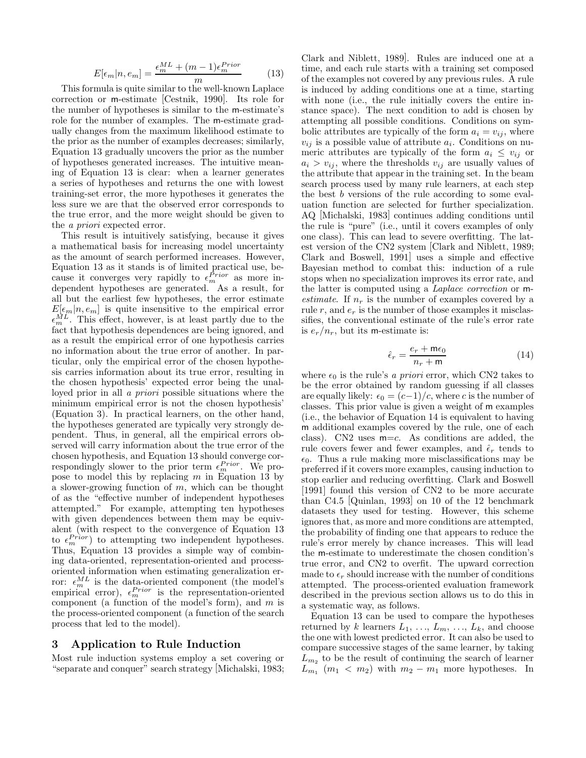$$E[\epsilon_m|n, e_m] = \frac{\epsilon_m^{ML} + (m-1)\epsilon_m^{Prior}}{m} \tag{13}$$

This formula is quite similar to the well-known Laplace correction or m-estimate [Cestnik, 1990]. Its role for the number of hypotheses is similar to the m-estimate's role for the number of examples. The m-estimate gradually changes from the maximum likelihood estimate to the prior as the number of examples decreases; similarly, Equation 13 gradually uncovers the prior as the number of hypotheses generated increases. The intuitive meaning of Equation 13 is clear: when a learner generates a series of hypotheses and returns the one with lowest training-set error, the more hypotheses it generates the less sure we are that the observed error corresponds to the true error, and the more weight should be given to the *a priori* expected error.

This result is intuitively satisfying, because it gives a mathematical basis for increasing model uncertainty as the amount of search performed increases. However, Equation 13 as it stands is of limited practical use, because it converges very rapidly to $\epsilon_m^{Prior}$ as more independent hypotheses are generated. As a result, for all but the earliest few hypotheses, the error estimate $E[\epsilon_m|n, e_m]$ is quite insensitive to the empirical error $\epsilon_m^{ML}$. This effect, however, is at least partly due to the fact that hypothesis dependences are being ignored, and as a result the empirical error of one hypothesis carries no information about the true error of another. In particular, only the empirical error of the chosen hypothesis carries information about its true error, resulting in the chosen hypothesis' expected error being the unalloyed prior in all *a priori* possible situations where the minimum empirical error is not the chosen hypothesis' (Equation 3). In practical learners, on the other hand, the hypotheses generated are typically very strongly dependent. Thus, in general, all the empirical errors observed will carry information about the true error of the chosen hypothesis, and Equation 13 should converge correspondingly slower to the prior term $\epsilon_m^{Prior}$. We propose to model this by replacing $m$ in Equation 13 by a slower-growing function of $m$, which can be thought of as the "effective number of independent hypotheses attempted." For example, attempting ten hypotheses with given dependences between them may be equivalent (with respect to the convergence of Equation 13 to $\epsilon_m^{Prior}$) to attempting two independent hypotheses. Thus, Equation 13 provides a simple way of combining data-oriented, representation-oriented and process-oriented information when estimating generalization error: $\epsilon_m^{ML}$ is the data-oriented component (the model's empirical error), $\epsilon_m^{Prior}$ is the representation-oriented component (a function of the model's form), and $m$ is the process-oriented component (a function of the search process that led to the model).

## 3 Application to Rule Induction

Most rule induction systems employ a set covering or "separate and conquer" search strategy [Michalski, 1983; Clark and Niblett, 1989]. Rules are induced one at a time, and each rule starts with a training set composed of the examples not covered by any previous rules. A rule is induced by adding conditions one at a time, starting with none (i.e., the rule initially covers the entire instance space). The next condition to add is chosen by attempting all possible conditions. Conditions on symbolic attributes are typically of the form $a_i = v_{ij}$, where $v_{ij}$ is a possible value of attribute $a_i$. Conditions on numeric attributes are typically of the form $a_i \leq v_{ij}$ or $a_i > v_{ij}$, where the thresholds $v_{ij}$ are usually values of the attribute that appear in the training set. In the beam search process used by many rule learners, at each step the best $b$ versions of the rule according to some evaluation function are selected for further specialization. AQ [Michalski, 1983] continues adding conditions until the rule is "pure" (i.e., until it covers examples of only one class). This can lead to severe overfitting. The latest version of the CN2 system [Clark and Niblett, 1989; Clark and Boswell, 1991] uses a simple and effective Bayesian method to combat this: induction of a rule stops when no specialization improves its error rate, and the latter is computed using a *Laplace correction* or *m-estimate*. If $n_r$ is the number of examples covered by a rule $r$, and $e_r$ is the number of those examples it misclassifies, the conventional estimate of the rule's error rate is $e_r/n_r$, but its m-estimate is:

$$\hat{\epsilon}_r = \frac{e_r + \mathsf{m}\epsilon_0}{n_r + \mathsf{m}} \tag{14}$$

where $\epsilon_0$ is the rule's *a priori* error, which CN2 takes to be the error obtained by random guessing if all classes are equally likely: $\epsilon_0 = (c-1)/c$, where $c$ is the number of classes. This prior value is given a weight of m examples (i.e., the behavior of Equation 14 is equivalent to having m additional examples covered by the rule, one of each class). CN2 uses m$=c$. As conditions are added, the rule covers fewer and fewer examples, and $\hat{\epsilon}_r$ tends to $\epsilon_0$. Thus a rule making more misclassifications may be preferred if it covers more examples, causing induction to stop earlier and reducing overfitting. Clark and Boswell [1991] found this version of CN2 to be more accurate than C4.5 [Quinlan, 1993] on 10 of the 12 benchmark datasets they used for testing. However, this scheme ignores that, as more and more conditions are attempted, the probability of finding one that appears to reduce the rule's error merely by chance increases. This will lead the m-estimate to underestimate the chosen condition's true error, and CN2 to overfit. The upward correction made to $\epsilon_r$ should increase with the number of conditions attempted. The process-oriented evaluation framework described in the previous section allows us to do this in a systematic way, as follows.

Equation 13 can be used to compare the hypotheses returned by $k$ learners $L_1, \ldots, L_m, \ldots, L_k$, and choose the one with lowest predicted error. It can also be used to compare successive stages of the same learner, by taking $L_{m_2}$ to be the result of continuing the search of learner $L_{m_1}$ ($m_1 < m_2$) with $m_2 - m_1$ more hypotheses. In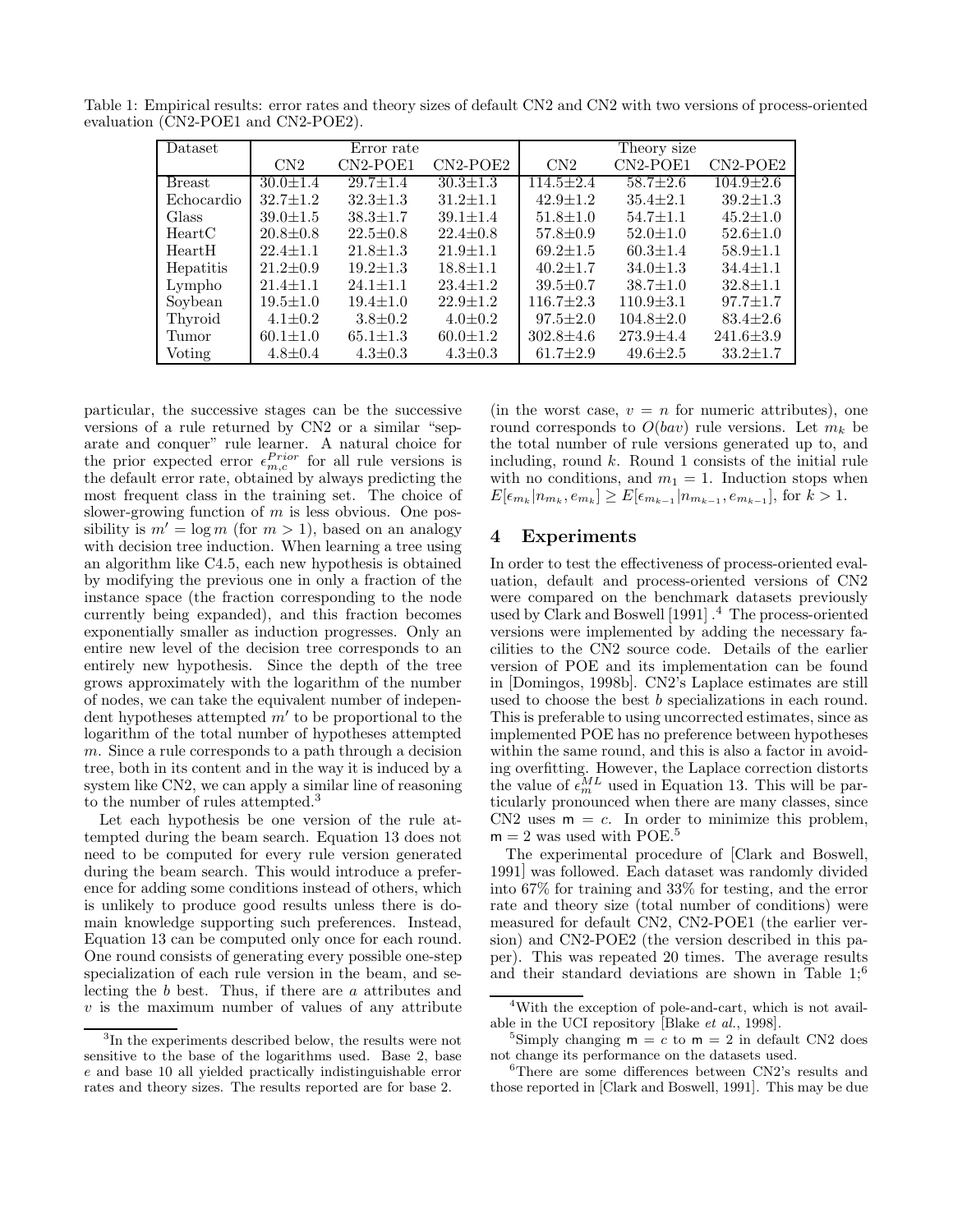Table 1: Empirical results: error rates and theory sizes of default CN2 and CN2 with two versions of process-oriented evaluation (CN2-POE1 and CN2-POE2).

| Dataset | Error rate | | | Theory size | | |
|---|---|---|---|---|---|---|
| | CN2 | CN2-POE1 | CN2-POE2 | CN2 | CN2-POE1 | CN2-POE2 |
| Breast | 30.0±1.4 | 29.7±1.4 | 30.3±1.3 | 114.5±2.4 | 58.7±2.6 | 104.9±2.6 |
| Echocardio | 32.7±1.2 | 32.3±1.3 | 31.2±1.1 | 42.9±1.2 | 35.4±2.1 | 39.2±1.3 |
| Glass | 39.0±1.5 | 38.3±1.7 | 39.1±1.4 | 51.8±1.0 | 54.7±1.1 | 45.2±1.0 |
| HeartC | 20.8±0.8 | 22.5±0.8 | 22.4±0.8 | 57.8±0.9 | 52.0±1.0 | 52.6±1.0 |
| HeartH | 22.4±1.1 | 21.8±1.3 | 21.9±1.1 | 69.2±1.5 | 60.3±1.4 | 58.9±1.1 |
| Hepatitis | 21.2±0.9 | 19.2±1.3 | 18.8±1.1 | 40.2±1.7 | 34.0±1.3 | 34.4±1.1 |
| Lympho | 21.4±1.1 | 24.1±1.1 | 23.4±1.2 | 39.5±0.7 | 38.7±1.0 | 32.8±1.1 |
| Soybean | 19.5±1.0 | 19.4±1.0 | 22.9±1.2 | 116.7±2.3 | 110.9±3.1 | 97.7±1.7 |
| Thyroid | 4.1±0.2 | 3.8±0.2 | 4.0±0.2 | 97.5±2.0 | 104.8±2.0 | 83.4±2.6 |
| Tumor | 60.1±1.0 | 65.1±1.3 | 60.0±1.2 | 302.8±4.6 | 273.9±4.4 | 241.6±3.9 |
| Voting | 4.8±0.4 | 4.3±0.3 | 4.3±0.3 | 61.7±2.9 | 49.6±2.5 | 33.2±1.7 |

particular, the successive stages can be the successive versions of a rule returned by CN2 or a similar "separate and conquer" rule learner. A natural choice for the prior expected error $\epsilon_{m,c}^{Prior}$ for all rule versions is the default error rate, obtained by always predicting the most frequent class in the training set. The choice of slower-growing function of $m$ is less obvious. One possibility is $m' = \log m$ (for $m > 1$), based on an analogy with decision tree induction. When learning a tree using an algorithm like C4.5, each new hypothesis is obtained by modifying the previous one in only a fraction of the instance space (the fraction corresponding to the node currently being expanded), and this fraction becomes exponentially smaller as induction progresses. Only an entire new level of the decision tree corresponds to an entirely new hypothesis. Since the depth of the tree grows approximately with the logarithm of the number of nodes, we can take the equivalent number of independent hypotheses attempted $m'$ to be proportional to the logarithm of the total number of hypotheses attempted $m$. Since a rule corresponds to a path through a decision tree, both in its content and in the way it is induced by a system like CN2, we can apply a similar line of reasoning to the number of rules attempted.[3]

Let each hypothesis be one version of the rule attempted during the beam search. Equation 13 does not need to be computed for every rule version generated during the beam search. This would introduce a preference for adding some conditions instead of others, which is unlikely to produce good results unless there is domain knowledge supporting such preferences. Instead, Equation 13 can be computed only once for each round. One round consists of generating every possible one-step specialization of each rule version in the beam, and selecting the $b$ best. Thus, if there are $a$ attributes and $v$ is the maximum number of values of any attribute (in the worst case, $v = n$ for numeric attributes), one round corresponds to $O(bav)$ rule versions. Let $m_k$ be the total number of rule versions generated up to, and including, round $k$. Round 1 consists of the initial rule with no conditions, and $m_1 = 1$. Induction stops when $E[\epsilon_{m_k}|n_{m_k}, e_{m_k}] \geq E[\epsilon_{m_{k-1}}|n_{m_{k-1}}, e_{m_{k-1}}]$, for $k > 1$.

## 4 Experiments

In order to test the effectiveness of process-oriented evaluation, default and process-oriented versions of CN2 were compared on the benchmark datasets previously used by Clark and Boswell [1991].[4] The process-oriented versions were implemented by adding the necessary facilities to the CN2 source code. Details of the earlier version of POE and its implementation can be found in [Domingos, 1998b]. CN2's Laplace estimates are still used to choose the best $b$ specializations in each round. This is preferable to using uncorrected estimates, since as implemented POE has no preference between hypotheses within the same round, and this is also a factor in avoiding overfitting. However, the Laplace correction distorts the value of $\epsilon_m^{ML}$ used in Equation 13. This will be particularly pronounced when there are many classes, since CN2 uses $\mathsf{m} = c$. In order to minimize this problem, $\mathsf{m} = 2$ was used with POE.[5]

The experimental procedure of [Clark and Boswell, 1991] was followed. Each dataset was randomly divided into 67% for training and 33% for testing, and the error rate and theory size (total number of conditions) were measured for default CN2, CN2-POE1 (the earlier version) and CN2-POE2 (the version described in this paper). This was repeated 20 times. The average results and their standard deviations are shown in Table 1;[6]

[3] In the experiments described below, the results were not sensitive to the base of the logarithms used. Base 2, base $e$ and base 10 all yielded practically indistinguishable error rates and theory sizes. The results reported are for base 2.

[4] With the exception of pole-and-cart, which is not available in the UCI repository [Blake *et al.*, 1998].

[5] Simply changing $\mathsf{m} = c$ to $\mathsf{m} = 2$ in default CN2 does not change its performance on the datasets used.

[6] There are some differences between CN2's results and those reported in [Clark and Boswell, 1991]. This may be due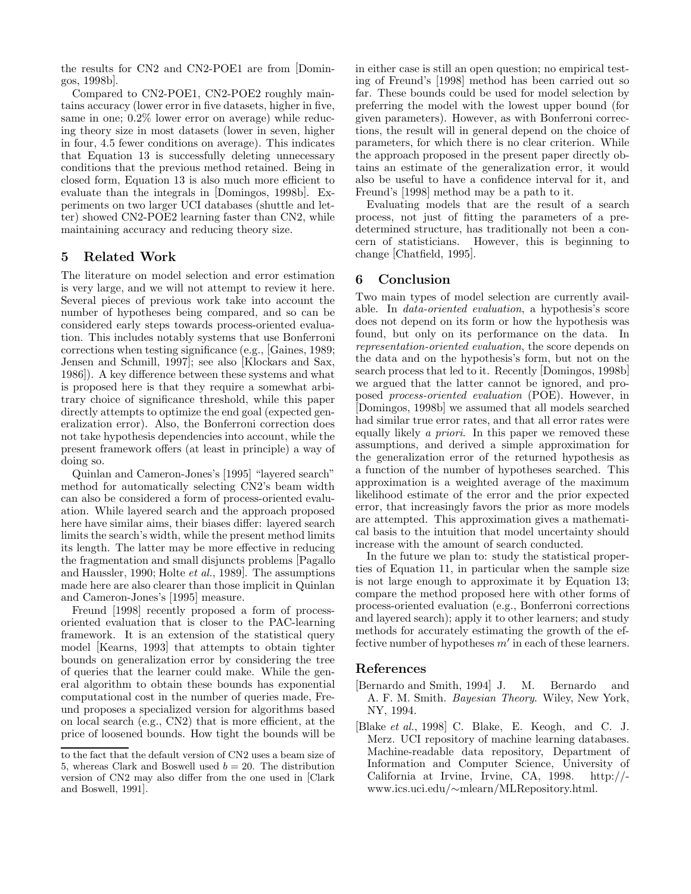the results for CN2 and CN2-POE1 are from [Domingos, 1998b].

Compared to CN2-POE1, CN2-POE2 roughly maintains accuracy (lower error in five datasets, higher in five, same in one; 0.2% lower error on average) while reducing theory size in most datasets (lower in seven, higher in four, 4.5 fewer conditions on average). This indicates that Equation 13 is successfully deleting unnecessary conditions that the previous method retained. Being in closed form, Equation 13 is also much more efficient to evaluate than the integrals in [Domingos, 1998b]. Experiments on two larger UCI databases (shuttle and letter) showed CN2-POE2 learning faster than CN2, while maintaining accuracy and reducing theory size.

## 5 Related Work

The literature on model selection and error estimation is very large, and we will not attempt to review it here. Several pieces of previous work take into account the number of hypotheses being compared, and so can be considered early steps towards process-oriented evaluation. This includes notably systems that use Bonferroni corrections when testing significance (e.g., [Gaines, 1989; Jensen and Schmill, 1997]; see also [Klockars and Sax, 1986]). A key difference between these systems and what is proposed here is that they require a somewhat arbitrary choice of significance threshold, while this paper directly attempts to optimize the end goal (expected generalization error). Also, the Bonferroni correction does not take hypothesis dependencies into account, while the present framework offers (at least in principle) a way of doing so.

Quinlan and Cameron-Jones's [1995] "layered search" method for automatically selecting CN2's beam width can also be considered a form of process-oriented evaluation. While layered search and the approach proposed here have similar aims, their biases differ: layered search limits the search's width, while the present method limits its length. The latter may be more effective in reducing the fragmentation and small disjuncts problems [Pagallo and Haussler, 1990; Holte *et al.*, 1989]. The assumptions made here are also clearer than those implicit in Quinlan and Cameron-Jones's [1995] measure.

Freund [1998] recently proposed a form of process-oriented evaluation that is closer to the PAC-learning framework. It is an extension of the statistical query model [Kearns, 1993] that attempts to obtain tighter bounds on generalization error by considering the tree of queries that the learner could make. While the general algorithm to obtain these bounds has exponential computational cost in the number of queries made, Freund proposes a specialized version for algorithms based on local search (e.g., CN2) that is more efficient, at the price of loosened bounds. How tight the bounds will be in either case is still an open question; no empirical testing of Freund's [1998] method has been carried out so far. These bounds could be used for model selection by preferring the model with the lowest upper bound (for given parameters). However, as with Bonferroni corrections, the result will in general depend on the choice of parameters, for which there is no clear criterion. While the approach proposed in the present paper directly obtains an estimate of the generalization error, it would also be useful to have a confidence interval for it, and Freund's [1998] method may be a path to it.

Evaluating models that are the result of a search process, not just of fitting the parameters of a predetermined structure, has traditionally not been a concern of statisticians. However, this is beginning to change [Chatfield, 1995].

## 6 Conclusion

Two main types of model selection are currently available. In *data-oriented evaluation*, a hypothesis's score does not depend on its form or how the hypothesis was found, but only on its performance on the data. In *representation-oriented evaluation*, the score depends on the data and on the hypothesis's form, but not on the search process that led to it. Recently [Domingos, 1998b] we argued that the latter cannot be ignored, and proposed *process-oriented evaluation* (POE). However, in [Domingos, 1998b] we assumed that all models searched had similar true error rates, and that all error rates were equally likely *a priori*. In this paper we removed these assumptions, and derived a simple approximation for the generalization error of the returned hypothesis as a function of the number of hypotheses searched. This approximation is a weighted average of the maximum likelihood estimate of the error and the prior expected error, that increasingly favors the prior as more models are attempted. This approximation gives a mathematical basis to the intuition that model uncertainty should increase with the amount of search conducted.

In the future we plan to: study the statistical properties of Equation 11, in particular when the sample size is not large enough to approximate it by Equation 13; compare the method proposed here with other forms of process-oriented evaluation (e.g., Bonferroni corrections and layered search); apply it to other learners; and study methods for accurately estimating the growth of the effective number of hypotheses $m'$ in each of these learners.

## References

[Bernardo and Smith, 1994] J. M. Bernardo and A. F. M. Smith. *Bayesian Theory*. Wiley, New York, NY, 1994.

[Blake *et al.*, 1998] C. Blake, E. Keogh, and C. J. Merz. UCI repository of machine learning databases. Machine-readable data repository, Department of Information and Computer Science, University of California at Irvine, Irvine, CA, 1998. http://www.ics.uci.edu/~mlearn/MLRepository.html.

to the fact that the default version of CN2 uses a beam size of 5, whereas Clark and Boswell used $b = 20$. The distribution version of CN2 may also differ from the one used in [Clark and Boswell, 1991].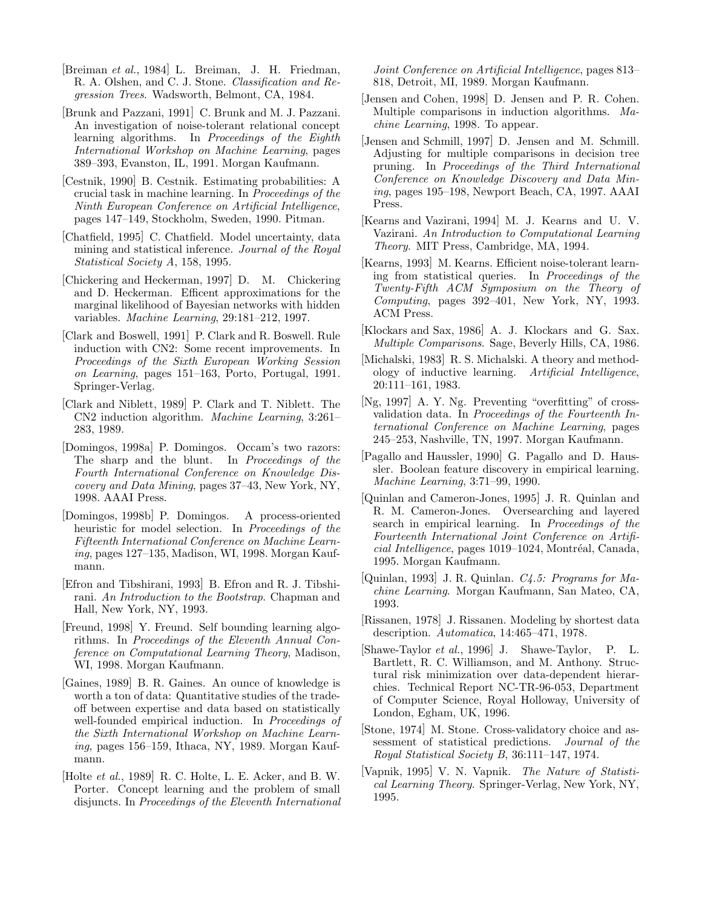[Breiman *et al.*, 1984] L. Breiman, J. H. Friedman, R. A. Olshen, and C. J. Stone. *Classification and Regression Trees*. Wadsworth, Belmont, CA, 1984.

[Brunk and Pazzani, 1991] C. Brunk and M. J. Pazzani. An investigation of noise-tolerant relational concept learning algorithms. In *Proceedings of the Eighth International Workshop on Machine Learning*, pages 389–393, Evanston, IL, 1991. Morgan Kaufmann.

[Cestnik, 1990] B. Cestnik. Estimating probabilities: A crucial task in machine learning. In *Proceedings of the Ninth European Conference on Artificial Intelligence*, pages 147–149, Stockholm, Sweden, 1990. Pitman.

[Chatfield, 1995] C. Chatfield. Model uncertainty, data mining and statistical inference. *Journal of the Royal Statistical Society A*, 158, 1995.

[Chickering and Heckerman, 1997] D. M. Chickering and D. Heckerman. Efficent approximations for the marginal likelihood of Bayesian networks with hidden variables. *Machine Learning*, 29:181–212, 1997.

[Clark and Boswell, 1991] P. Clark and R. Boswell. Rule induction with CN2: Some recent improvements. In *Proceedings of the Sixth European Working Session on Learning*, pages 151–163, Porto, Portugal, 1991. Springer-Verlag.

[Clark and Niblett, 1989] P. Clark and T. Niblett. The CN2 induction algorithm. *Machine Learning*, 3:261–283, 1989.

[Domingos, 1998a] P. Domingos. Occam's two razors: The sharp and the blunt. In *Proceedings of the Fourth International Conference on Knowledge Discovery and Data Mining*, pages 37–43, New York, NY, 1998. AAAI Press.

[Domingos, 1998b] P. Domingos. A process-oriented heuristic for model selection. In *Proceedings of the Fifteenth International Conference on Machine Learning*, pages 127–135, Madison, WI, 1998. Morgan Kaufmann.

[Efron and Tibshirani, 1993] B. Efron and R. J. Tibshirani. *An Introduction to the Bootstrap*. Chapman and Hall, New York, NY, 1993.

[Freund, 1998] Y. Freund. Self bounding learning algorithms. In *Proceedings of the Eleventh Annual Conference on Computational Learning Theory*, Madison, WI, 1998. Morgan Kaufmann.

[Gaines, 1989] B. R. Gaines. An ounce of knowledge is worth a ton of data: Quantitative studies of the tradeoff between expertise and data based on statistically well-founded empirical induction. In *Proceedings of the Sixth International Workshop on Machine Learning*, pages 156–159, Ithaca, NY, 1989. Morgan Kaufmann.

[Holte *et al.*, 1989] R. C. Holte, L. E. Acker, and B. W. Porter. Concept learning and the problem of small disjuncts. In *Proceedings of the Eleventh International Joint Conference on Artificial Intelligence*, pages 813–818, Detroit, MI, 1989. Morgan Kaufmann.

[Jensen and Cohen, 1998] D. Jensen and P. R. Cohen. Multiple comparisons in induction algorithms. *Machine Learning*, 1998. To appear.

[Jensen and Schmill, 1997] D. Jensen and M. Schmill. Adjusting for multiple comparisons in decision tree pruning. In *Proceedings of the Third International Conference on Knowledge Discovery and Data Mining*, pages 195–198, Newport Beach, CA, 1997. AAAI Press.

[Kearns and Vazirani, 1994] M. J. Kearns and U. V. Vazirani. *An Introduction to Computational Learning Theory*. MIT Press, Cambridge, MA, 1994.

[Kearns, 1993] M. Kearns. Efficient noise-tolerant learning from statistical queries. In *Proceedings of the Twenty-Fifth ACM Symposium on the Theory of Computing*, pages 392–401, New York, NY, 1993. ACM Press.

[Klockars and Sax, 1986] A. J. Klockars and G. Sax. *Multiple Comparisons*. Sage, Beverly Hills, CA, 1986.

[Michalski, 1983] R. S. Michalski. A theory and methodology of inductive learning. *Artificial Intelligence*, 20:111–161, 1983.

[Ng, 1997] A. Y. Ng. Preventing "overfitting" of cross-validation data. In *Proceedings of the Fourteenth International Conference on Machine Learning*, pages 245–253, Nashville, TN, 1997. Morgan Kaufmann.

[Pagallo and Haussler, 1990] G. Pagallo and D. Haussler. Boolean feature discovery in empirical learning. *Machine Learning*, 3:71–99, 1990.

[Quinlan and Cameron-Jones, 1995] J. R. Quinlan and R. M. Cameron-Jones. Oversearching and layered search in empirical learning. In *Proceedings of the Fourteenth International Joint Conference on Artificial Intelligence*, pages 1019–1024, Montréal, Canada, 1995. Morgan Kaufmann.

[Quinlan, 1993] J. R. Quinlan. *C4.5: Programs for Machine Learning*. Morgan Kaufmann, San Mateo, CA, 1993.

[Rissanen, 1978] J. Rissanen. Modeling by shortest data description. *Automatica*, 14:465–471, 1978.

[Shawe-Taylor *et al.*, 1996] J. Shawe-Taylor, P. L. Bartlett, R. C. Williamson, and M. Anthony. Structural risk minimization over data-dependent hierarchies. Technical Report NC-TR-96-053, Department of Computer Science, Royal Holloway, University of London, Egham, UK, 1996.

[Stone, 1974] M. Stone. Cross-validatory choice and assessment of statistical predictions. *Journal of the Royal Statistical Society B*, 36:111–147, 1974.

[Vapnik, 1995] V. N. Vapnik. *The Nature of Statistical Learning Theory*. Springer-Verlag, New York, NY, 1995.